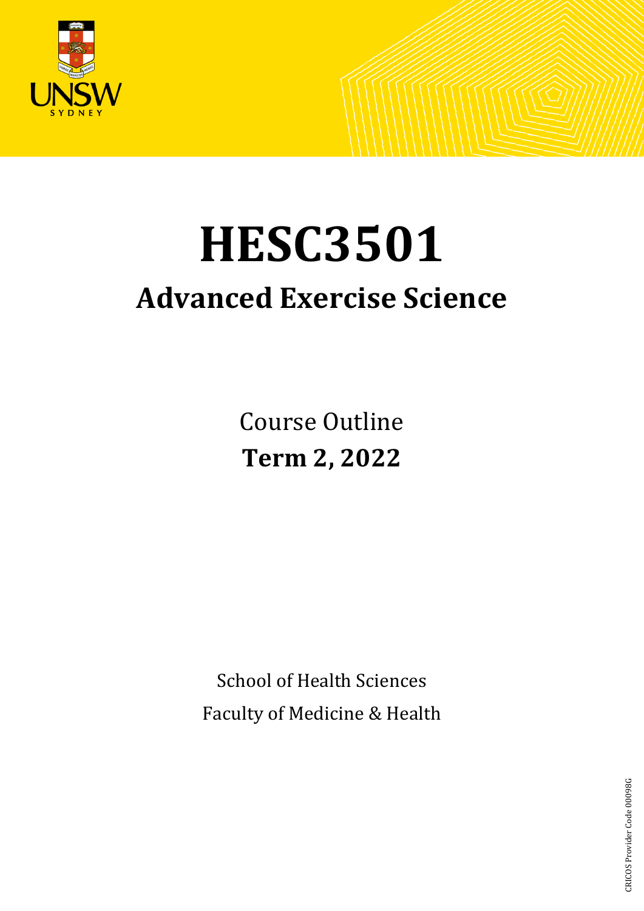UNSW SYDNEY

# HESC3501

## Advanced Exercise Science

Course Outline

**Term 2, 2022**

School of Health Sciences

Faculty of Medicine & Health

CRICOS Provider Code 00098G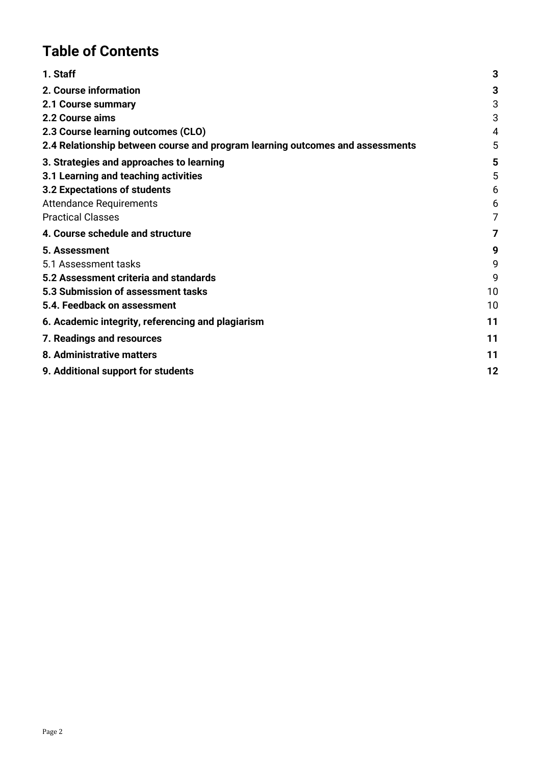# Table of Contents

| | |
|---|---|
| **1. Staff** | **3** |
| **2. Course information** | **3** |
| **2.1 Course summary** | 3 |
| **2.2 Course aims** | 3 |
| **2.3 Course learning outcomes (CLO)** | 4 |
| **2.4 Relationship between course and program learning outcomes and assessments** | 5 |
| **3. Strategies and approaches to learning** | **5** |
| **3.1 Learning and teaching activities** | 5 |
| **3.2 Expectations of students** | 6 |
| Attendance Requirements | 6 |
| Practical Classes | 7 |
| **4. Course schedule and structure** | **7** |
| **5. Assessment** | **9** |
| 5.1 Assessment tasks | 9 |
| **5.2 Assessment criteria and standards** | 9 |
| **5.3 Submission of assessment tasks** | 10 |
| **5.4. Feedback on assessment** | 10 |
| **6. Academic integrity, referencing and plagiarism** | **11** |
| **7. Readings and resources** | **11** |
| **8. Administrative matters** | **11** |
| **9. Additional support for students** | **12** |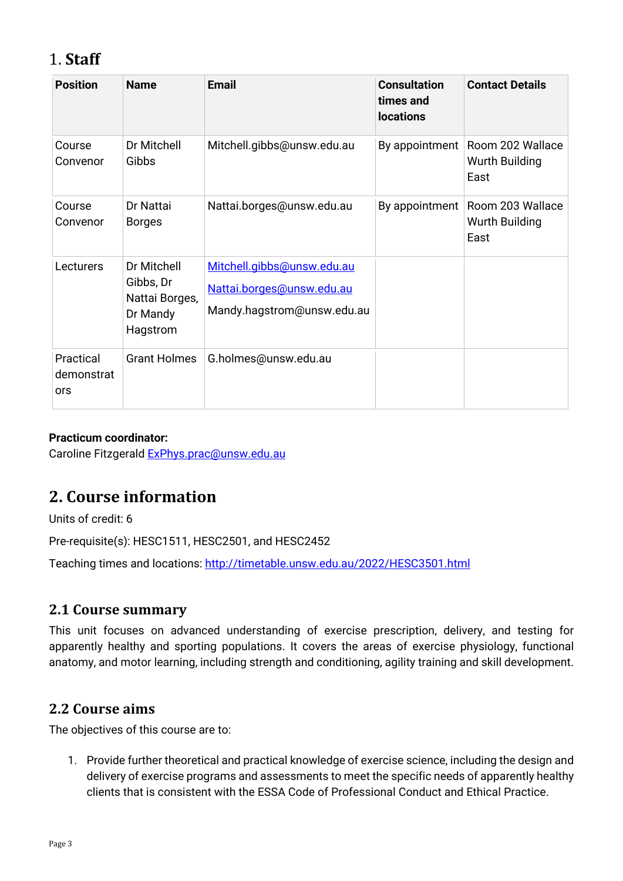# 1. Staff

| Position | Name | Email | Consultation times and locations | Contact Details |
|---|---|---|---|---|
| Course Convenor | Dr Mitchell Gibbs | Mitchell.gibbs@unsw.edu.au | By appointment | Room 202 Wallace Wurth Building East |
| Course Convenor | Dr Nattai Borges | Nattai.borges@unsw.edu.au | By appointment | Room 203 Wallace Wurth Building East |
| Lecturers | Dr Mitchell Gibbs, Dr Nattai Borges, Dr Mandy Hagstrom | Mitchell.gibbs@unsw.edu.au<br>Nattai.borges@unsw.edu.au<br>Mandy.hagstrom@unsw.edu.au | | |
| Practical demonstrators | Grant Holmes | G.holmes@unsw.edu.au | | |

**Practicum coordinator:**
Caroline Fitzgerald ExPhys.prac@unsw.edu.au

# 2. Course information

Units of credit: 6

Pre-requisite(s): HESC1511, HESC2501, and HESC2452

Teaching times and locations: http://timetable.unsw.edu.au/2022/HESC3501.html

## 2.1 Course summary

This unit focuses on advanced understanding of exercise prescription, delivery, and testing for apparently healthy and sporting populations. It covers the areas of exercise physiology, functional anatomy, and motor learning, including strength and conditioning, agility training and skill development.

## 2.2 Course aims

The objectives of this course are to:

1. Provide further theoretical and practical knowledge of exercise science, including the design and delivery of exercise programs and assessments to meet the specific needs of apparently healthy clients that is consistent with the ESSA Code of Professional Conduct and Ethical Practice.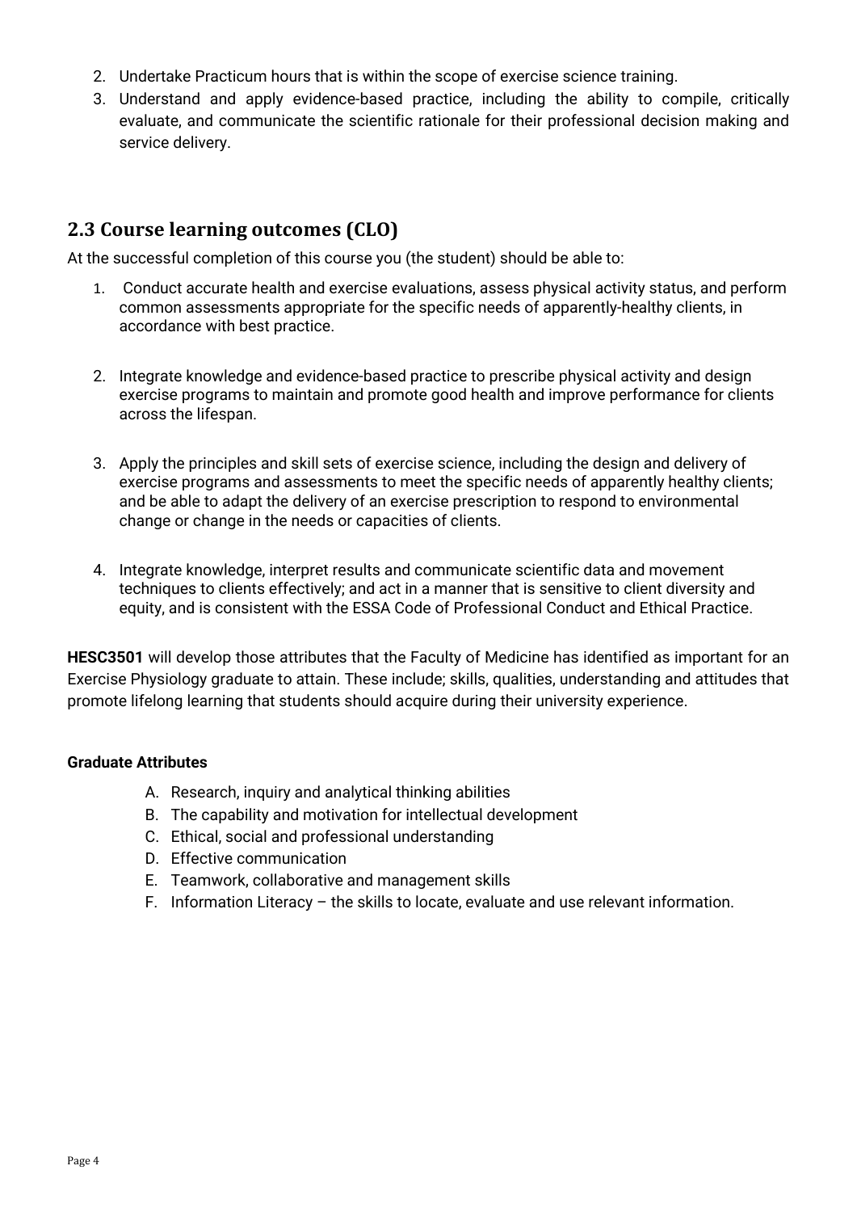2. Undertake Practicum hours that is within the scope of exercise science training.
3. Understand and apply evidence-based practice, including the ability to compile, critically evaluate, and communicate the scientific rationale for their professional decision making and service delivery.

## 2.3 Course learning outcomes (CLO)

At the successful completion of this course you (the student) should be able to:

1. Conduct accurate health and exercise evaluations, assess physical activity status, and perform common assessments appropriate for the specific needs of apparently-healthy clients, in accordance with best practice.

2. Integrate knowledge and evidence-based practice to prescribe physical activity and design exercise programs to maintain and promote good health and improve performance for clients across the lifespan.

3. Apply the principles and skill sets of exercise science, including the design and delivery of exercise programs and assessments to meet the specific needs of apparently healthy clients; and be able to adapt the delivery of an exercise prescription to respond to environmental change or change in the needs or capacities of clients.

4. Integrate knowledge, interpret results and communicate scientific data and movement techniques to clients effectively; and act in a manner that is sensitive to client diversity and equity, and is consistent with the ESSA Code of Professional Conduct and Ethical Practice.

**HESC3501** will develop those attributes that the Faculty of Medicine has identified as important for an Exercise Physiology graduate to attain. These include; skills, qualities, understanding and attitudes that promote lifelong learning that students should acquire during their university experience.

**Graduate Attributes**

A. Research, inquiry and analytical thinking abilities
B. The capability and motivation for intellectual development
C. Ethical, social and professional understanding
D. Effective communication
E. Teamwork, collaborative and management skills
F. Information Literacy – the skills to locate, evaluate and use relevant information.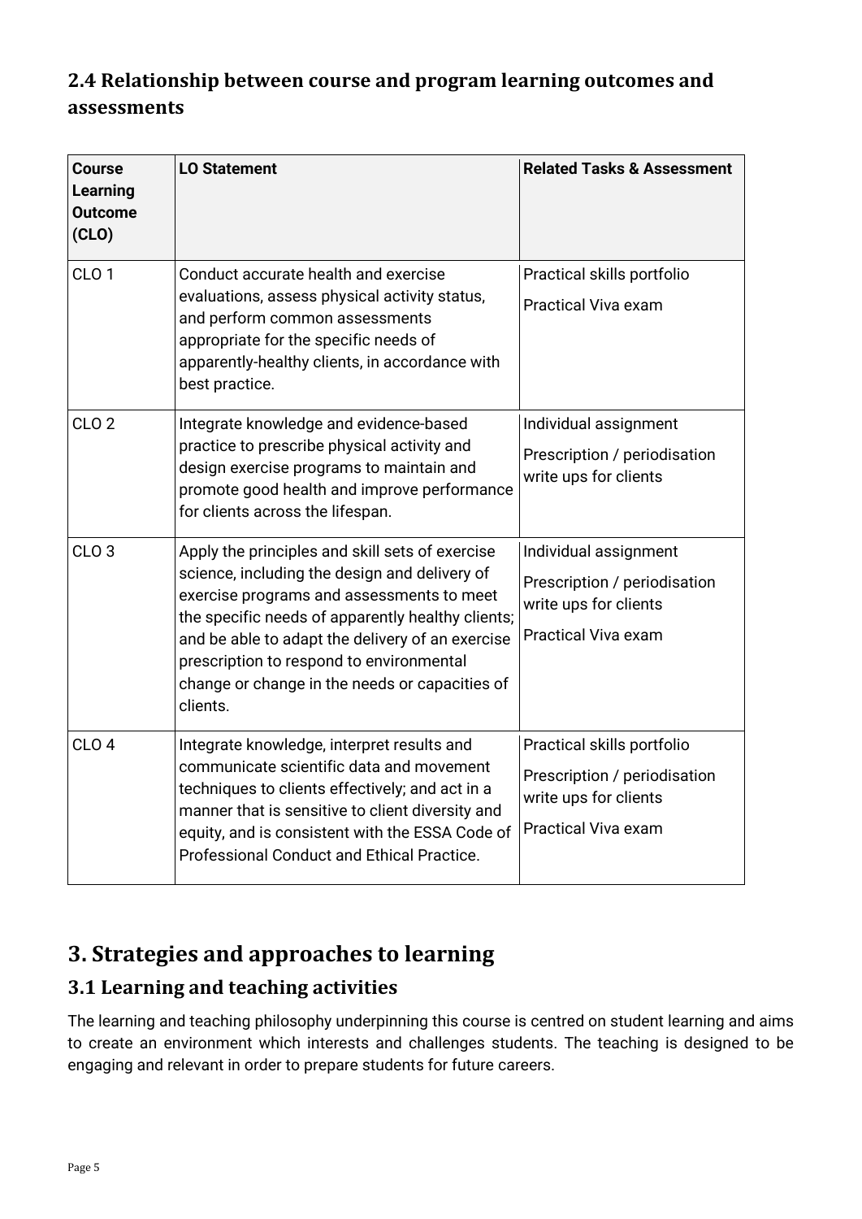## 2.4 Relationship between course and program learning outcomes and assessments

| Course Learning Outcome (CLO) | LO Statement | Related Tasks & Assessment |
| --- | --- | --- |
| CLO 1 | Conduct accurate health and exercise evaluations, assess physical activity status, and perform common assessments appropriate for the specific needs of apparently-healthy clients, in accordance with best practice. | Practical skills portfolio<br>Practical Viva exam |
| CLO 2 | Integrate knowledge and evidence-based practice to prescribe physical activity and design exercise programs to maintain and promote good health and improve performance for clients across the lifespan. | Individual assignment<br>Prescription / periodisation write ups for clients |
| CLO 3 | Apply the principles and skill sets of exercise science, including the design and delivery of exercise programs and assessments to meet the specific needs of apparently healthy clients; and be able to adapt the delivery of an exercise prescription to respond to environmental change or change in the needs or capacities of clients. | Individual assignment<br>Prescription / periodisation write ups for clients<br>Practical Viva exam |
| CLO 4 | Integrate knowledge, interpret results and communicate scientific data and movement techniques to clients effectively; and act in a manner that is sensitive to client diversity and equity, and is consistent with the ESSA Code of Professional Conduct and Ethical Practice. | Practical skills portfolio<br>Prescription / periodisation write ups for clients<br>Practical Viva exam |

# 3. Strategies and approaches to learning

## 3.1 Learning and teaching activities

The learning and teaching philosophy underpinning this course is centred on student learning and aims to create an environment which interests and challenges students. The teaching is designed to be engaging and relevant in order to prepare students for future careers.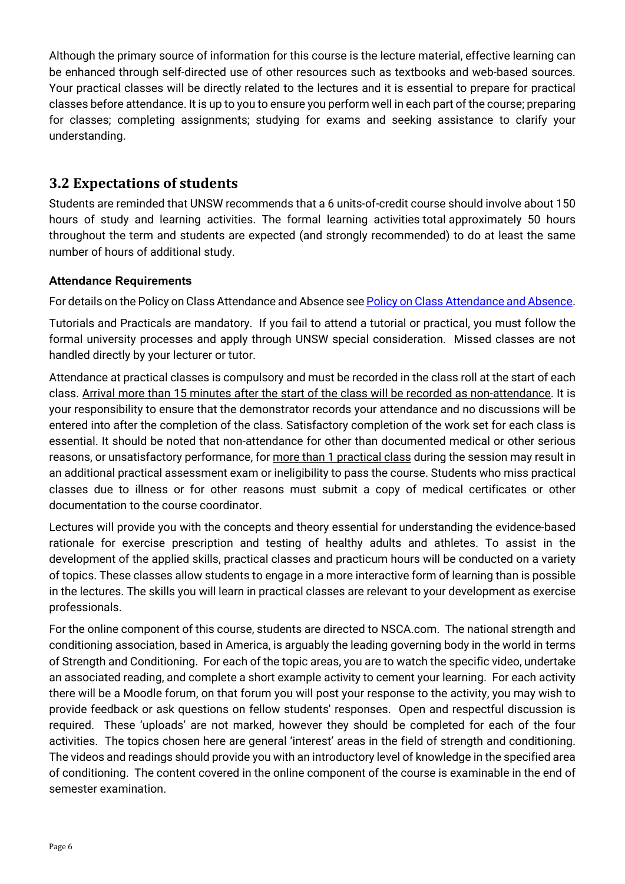Although the primary source of information for this course is the lecture material, effective learning can be enhanced through self-directed use of other resources such as textbooks and web-based sources. Your practical classes will be directly related to the lectures and it is essential to prepare for practical classes before attendance. It is up to you to ensure you perform well in each part of the course; preparing for classes; completing assignments; studying for exams and seeking assistance to clarify your understanding.

## 3.2 Expectations of students

Students are reminded that UNSW recommends that a 6 units-of-credit course should involve about 150 hours of study and learning activities. The formal learning activities total approximately 50 hours throughout the term and students are expected (and strongly recommended) to do at least the same number of hours of additional study.

### Attendance Requirements

For details on the Policy on Class Attendance and Absence see Policy on Class Attendance and Absence.

Tutorials and Practicals are mandatory. If you fail to attend a tutorial or practical, you must follow the formal university processes and apply through UNSW special consideration. Missed classes are not handled directly by your lecturer or tutor.

Attendance at practical classes is compulsory and must be recorded in the class roll at the start of each class. Arrival more than 15 minutes after the start of the class will be recorded as non-attendance. It is your responsibility to ensure that the demonstrator records your attendance and no discussions will be entered into after the completion of the class. Satisfactory completion of the work set for each class is essential. It should be noted that non-attendance for other than documented medical or other serious reasons, or unsatisfactory performance, for more than 1 practical class during the session may result in an additional practical assessment exam or ineligibility to pass the course. Students who miss practical classes due to illness or for other reasons must submit a copy of medical certificates or other documentation to the course coordinator.

Lectures will provide you with the concepts and theory essential for understanding the evidence-based rationale for exercise prescription and testing of healthy adults and athletes. To assist in the development of the applied skills, practical classes and practicum hours will be conducted on a variety of topics. These classes allow students to engage in a more interactive form of learning than is possible in the lectures. The skills you will learn in practical classes are relevant to your development as exercise professionals.

For the online component of this course, students are directed to NSCA.com. The national strength and conditioning association, based in America, is arguably the leading governing body in the world in terms of Strength and Conditioning. For each of the topic areas, you are to watch the specific video, undertake an associated reading, and complete a short example activity to cement your learning. For each activity there will be a Moodle forum, on that forum you will post your response to the activity, you may wish to provide feedback or ask questions on fellow students' responses. Open and respectful discussion is required. These 'uploads' are not marked, however they should be completed for each of the four activities. The topics chosen here are general 'interest' areas in the field of strength and conditioning. The videos and readings should provide you with an introductory level of knowledge in the specified area of conditioning. The content covered in the online component of the course is examinable in the end of semester examination.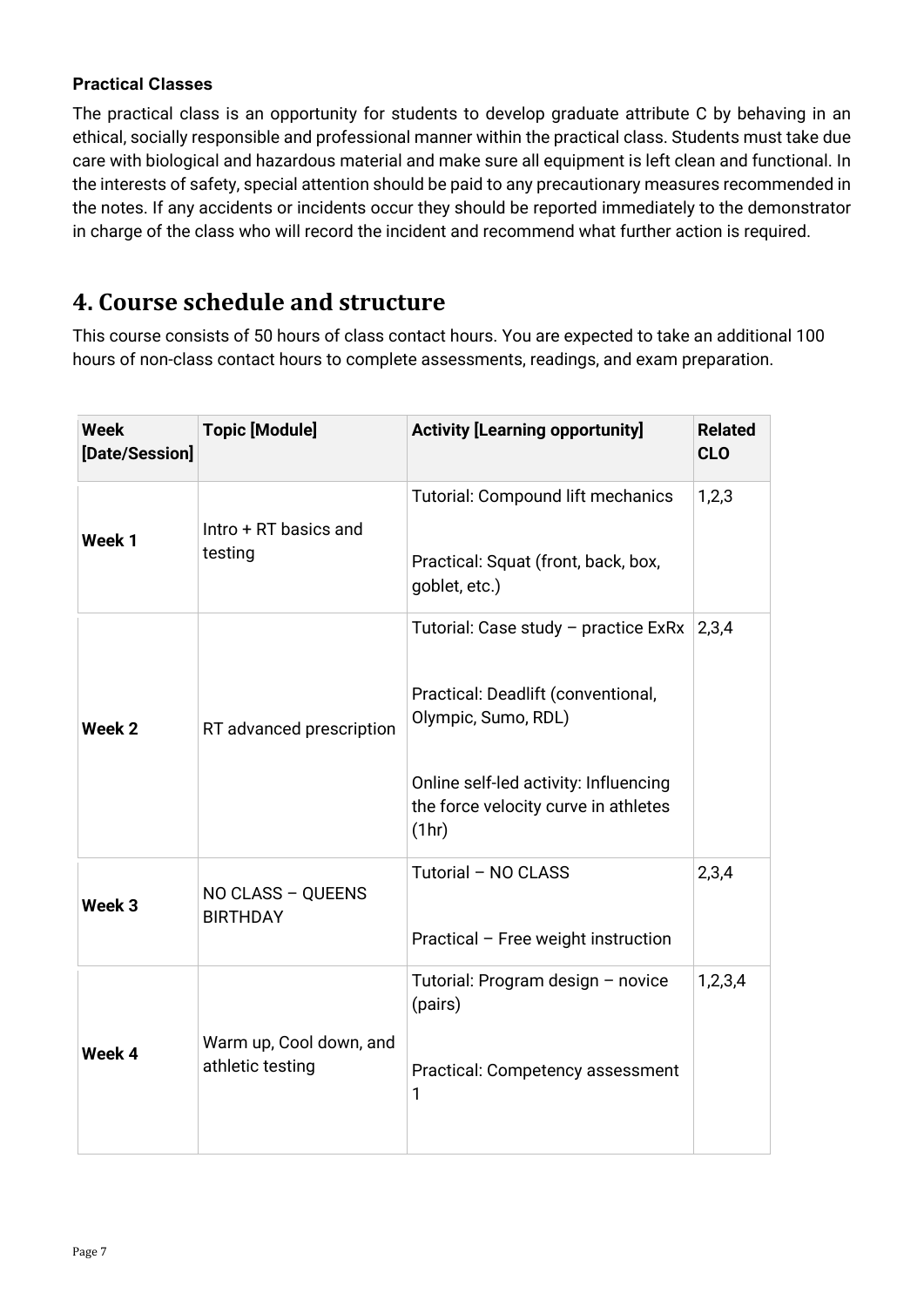#### Practical Classes

The practical class is an opportunity for students to develop graduate attribute C by behaving in an ethical, socially responsible and professional manner within the practical class. Students must take due care with biological and hazardous material and make sure all equipment is left clean and functional. In the interests of safety, special attention should be paid to any precautionary measures recommended in the notes. If any accidents or incidents occur they should be reported immediately to the demonstrator in charge of the class who will record the incident and recommend what further action is required.

## 4. Course schedule and structure

This course consists of 50 hours of class contact hours. You are expected to take an additional 100 hours of non-class contact hours to complete assessments, readings, and exam preparation.

| Week [Date/Session] | Topic [Module] | Activity [Learning opportunity] | Related CLO |
|---|---|---|---|
| **Week 1** | Intro + RT basics and testing | Tutorial: Compound lift mechanics<br><br>Practical: Squat (front, back, box, goblet, etc.) | 1,2,3 |
| **Week 2** | RT advanced prescription | Tutorial: Case study – practice ExRx<br><br>Practical: Deadlift (conventional, Olympic, Sumo, RDL)<br><br>Online self-led activity: Influencing the force velocity curve in athletes (1hr) | 2,3,4 |
| **Week 3** | NO CLASS – QUEENS BIRTHDAY | Tutorial – NO CLASS<br><br>Practical – Free weight instruction | 2,3,4 |
| **Week 4** | Warm up, Cool down, and athletic testing | Tutorial: Program design – novice (pairs)<br><br>Practical: Competency assessment 1 | 1,2,3,4 |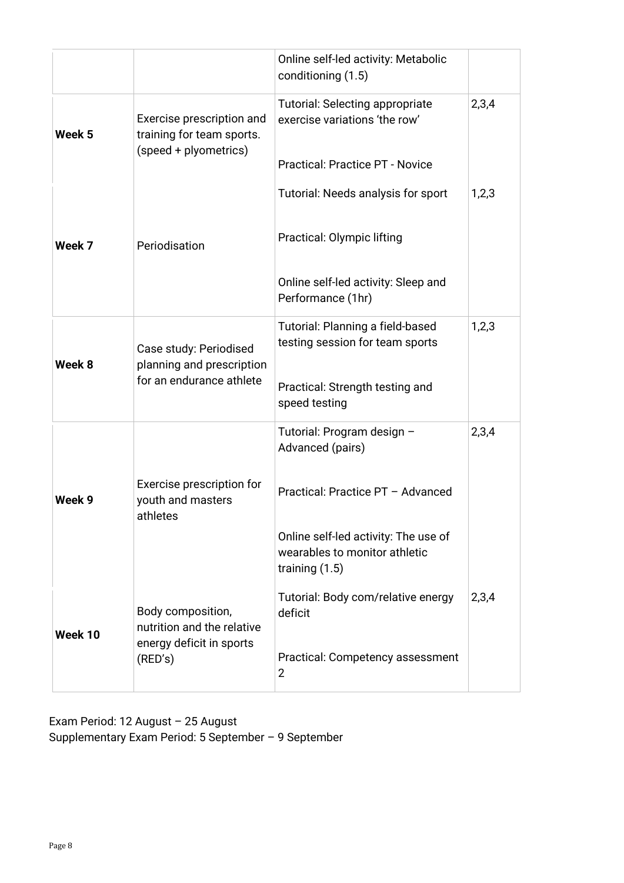| | | | |
|---|---|---|---|
| | | Online self-led activity: Metabolic conditioning (1.5) | |
| **Week 5** | Exercise prescription and training for team sports. (speed + plyometrics) | Tutorial: Selecting appropriate exercise variations 'the row' | 2,3,4 |
| | | Practical: Practice PT - Novice | |
| **Week 7** | Periodisation | Tutorial: Needs analysis for sport | 1,2,3 |
| | | Practical: Olympic lifting | |
| | | Online self-led activity: Sleep and Performance (1hr) | |
| **Week 8** | Case study: Periodised planning and prescription for an endurance athlete | Tutorial: Planning a field-based testing session for team sports | 1,2,3 |
| | | Practical: Strength testing and speed testing | |
| **Week 9** | Exercise prescription for youth and masters athletes | Tutorial: Program design – Advanced (pairs) | 2,3,4 |
| | | Practical: Practice PT – Advanced | |
| | | Online self-led activity: The use of wearables to monitor athletic training (1.5) | |
| **Week 10** | Body composition, nutrition and the relative energy deficit in sports (RED's) | Tutorial: Body com/relative energy deficit | 2,3,4 |
| | | Practical: Competency assessment 2 | |

Exam Period: 12 August – 25 August
Supplementary Exam Period: 5 September – 9 September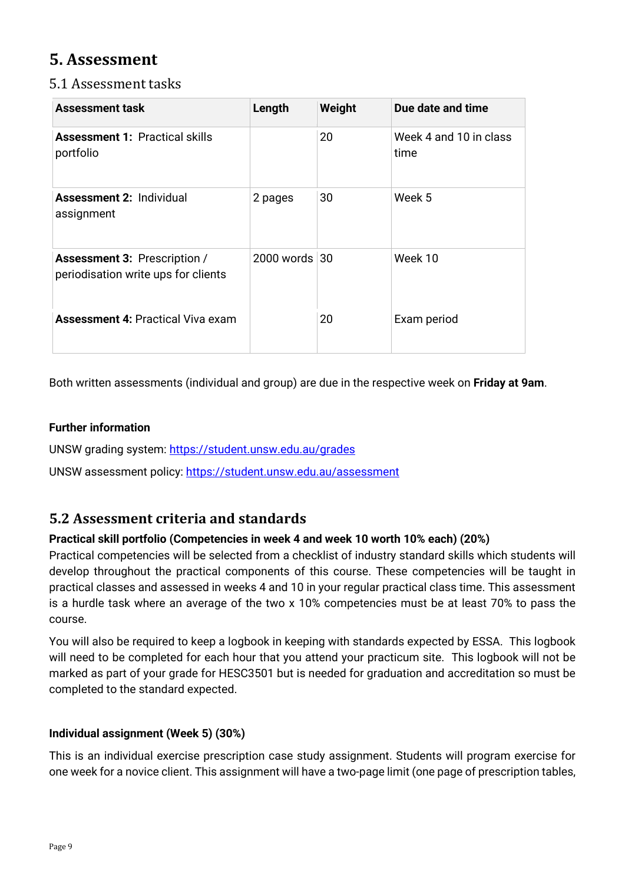# 5. Assessment

## 5.1 Assessment tasks

| Assessment task | Length | Weight | Due date and time |
|---|---|---|---|
| **Assessment 1:** Practical skills portfolio | | 20 | Week 4 and 10 in class time |
| **Assessment 2:** Individual assignment | 2 pages | 30 | Week 5 |
| **Assessment 3:** Prescription / periodisation write ups for clients | 2000 words | 30 | Week 10 |
| **Assessment 4:** Practical Viva exam | | 20 | Exam period |

Both written assessments (individual and group) are due in the respective week on **Friday at 9am**.

**Further information**

UNSW grading system: https://student.unsw.edu.au/grades

UNSW assessment policy: https://student.unsw.edu.au/assessment

## 5.2 Assessment criteria and standards

**Practical skill portfolio (Competencies in week 4 and week 10 worth 10% each) (20%)**

Practical competencies will be selected from a checklist of industry standard skills which students will develop throughout the practical components of this course. These competencies will be taught in practical classes and assessed in weeks 4 and 10 in your regular practical class time. This assessment is a hurdle task where an average of the two x 10% competencies must be at least 70% to pass the course.

You will also be required to keep a logbook in keeping with standards expected by ESSA. This logbook will need to be completed for each hour that you attend your practicum site. This logbook will not be marked as part of your grade for HESC3501 but is needed for graduation and accreditation so must be completed to the standard expected.

**Individual assignment (Week 5) (30%)**

This is an individual exercise prescription case study assignment. Students will program exercise for one week for a novice client. This assignment will have a two-page limit (one page of prescription tables,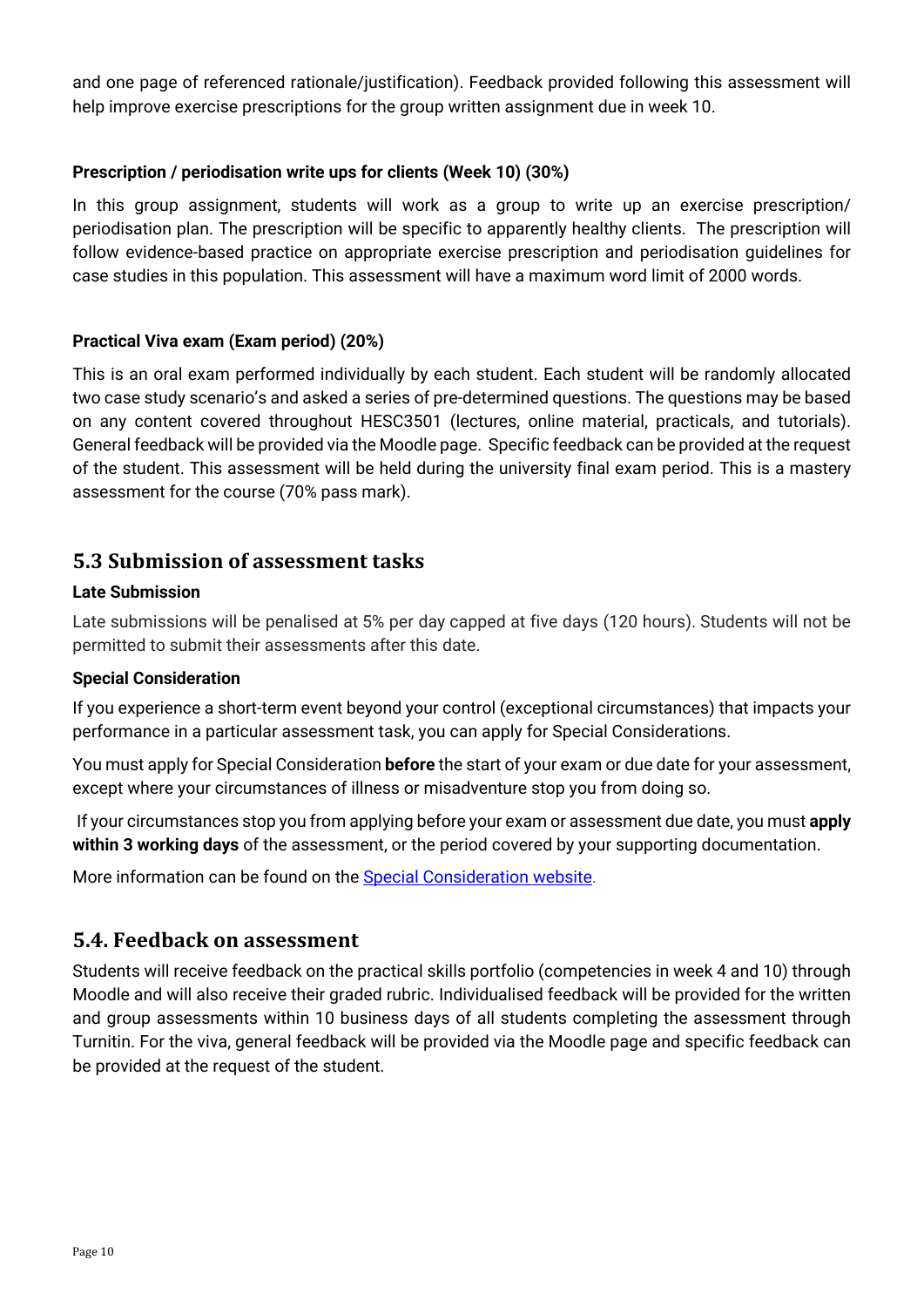and one page of referenced rationale/justification). Feedback provided following this assessment will help improve exercise prescriptions for the group written assignment due in week 10.

**Prescription / periodisation write ups for clients (Week 10) (30%)**

In this group assignment, students will work as a group to write up an exercise prescription/ periodisation plan. The prescription will be specific to apparently healthy clients. The prescription will follow evidence-based practice on appropriate exercise prescription and periodisation guidelines for case studies in this population. This assessment will have a maximum word limit of 2000 words.

**Practical Viva exam (Exam period) (20%)**

This is an oral exam performed individually by each student. Each student will be randomly allocated two case study scenario's and asked a series of pre-determined questions. The questions may be based on any content covered throughout HESC3501 (lectures, online material, practicals, and tutorials). General feedback will be provided via the Moodle page. Specific feedback can be provided at the request of the student. This assessment will be held during the university final exam period. This is a mastery assessment for the course (70% pass mark).

## 5.3 Submission of assessment tasks

**Late Submission**

Late submissions will be penalised at 5% per day capped at five days (120 hours). Students will not be permitted to submit their assessments after this date.

**Special Consideration**

If you experience a short-term event beyond your control (exceptional circumstances) that impacts your performance in a particular assessment task, you can apply for Special Considerations.

You must apply for Special Consideration **before** the start of your exam or due date for your assessment, except where your circumstances of illness or misadventure stop you from doing so.

If your circumstances stop you from applying before your exam or assessment due date, you must **apply within 3 working days** of the assessment, or the period covered by your supporting documentation.

More information can be found on the Special Consideration website.

## 5.4. Feedback on assessment

Students will receive feedback on the practical skills portfolio (competencies in week 4 and 10) through Moodle and will also receive their graded rubric. Individualised feedback will be provided for the written and group assessments within 10 business days of all students completing the assessment through Turnitin. For the viva, general feedback will be provided via the Moodle page and specific feedback can be provided at the request of the student.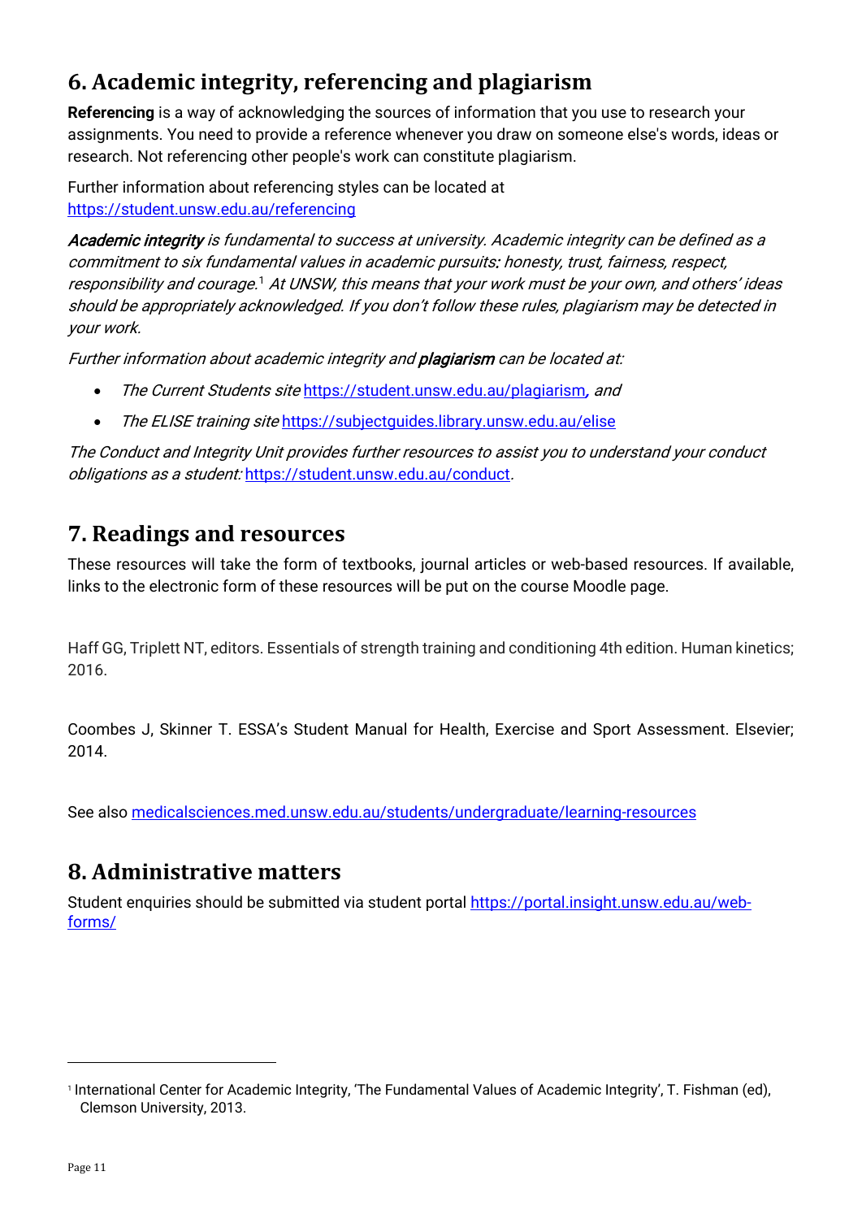## 6. Academic integrity, referencing and plagiarism

**Referencing** is a way of acknowledging the sources of information that you use to research your assignments. You need to provide a reference whenever you draw on someone else's words, ideas or research. Not referencing other people's work can constitute plagiarism.

Further information about referencing styles can be located at https://student.unsw.edu.au/referencing

***Academic integrity*** *is fundamental to success at university. Academic integrity can be defined as a commitment to six fundamental values in academic pursuits: honesty, trust, fairness, respect, responsibility and courage.*[1] *At UNSW, this means that your work must be your own, and others' ideas should be appropriately acknowledged. If you don't follow these rules, plagiarism may be detected in your work.*

*Further information about academic integrity and* ***plagiarism*** *can be located at:*

- *The Current Students site* https://student.unsw.edu.au/plagiarism*, and*
- *The ELISE training site* https://subjectguides.library.unsw.edu.au/elise

*The Conduct and Integrity Unit provides further resources to assist you to understand your conduct obligations as a student:* https://student.unsw.edu.au/conduct*.*

## 7. Readings and resources

These resources will take the form of textbooks, journal articles or web-based resources. If available, links to the electronic form of these resources will be put on the course Moodle page.

Haff GG, Triplett NT, editors. Essentials of strength training and conditioning 4th edition. Human kinetics; 2016.

Coombes J, Skinner T. ESSA's Student Manual for Health, Exercise and Sport Assessment. Elsevier; 2014.

See also medicalsciences.med.unsw.edu.au/students/undergraduate/learning-resources

## 8. Administrative matters

Student enquiries should be submitted via student portal https://portal.insight.unsw.edu.au/web-forms/

---

[1] International Center for Academic Integrity, 'The Fundamental Values of Academic Integrity', T. Fishman (ed), Clemson University, 2013.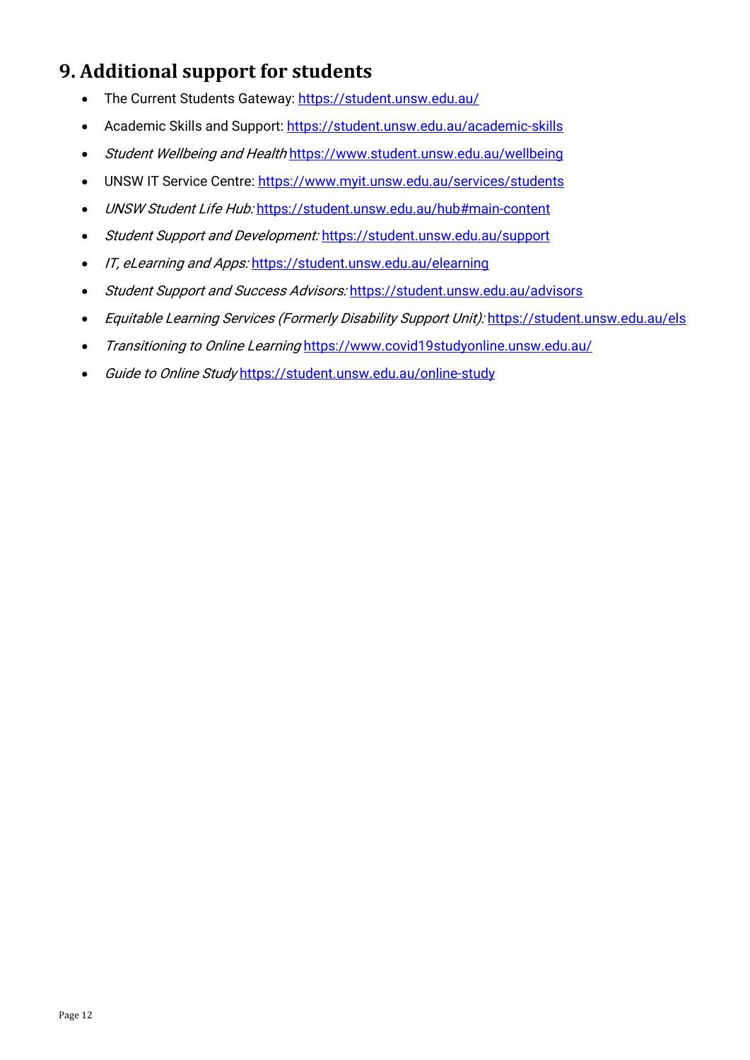## 9. Additional support for students

- The Current Students Gateway: https://student.unsw.edu.au/
- Academic Skills and Support: https://student.unsw.edu.au/academic-skills
- *Student Wellbeing and Health* https://www.student.unsw.edu.au/wellbeing
- UNSW IT Service Centre: https://www.myit.unsw.edu.au/services/students
- *UNSW Student Life Hub:* https://student.unsw.edu.au/hub#main-content
- *Student Support and Development:* https://student.unsw.edu.au/support
- *IT, eLearning and Apps:* https://student.unsw.edu.au/elearning
- *Student Support and Success Advisors:* https://student.unsw.edu.au/advisors
- *Equitable Learning Services (Formerly Disability Support Unit):* https://student.unsw.edu.au/els
- *Transitioning to Online Learning* https://www.covid19studyonline.unsw.edu.au/
- *Guide to Online Study* https://student.unsw.edu.au/online-study